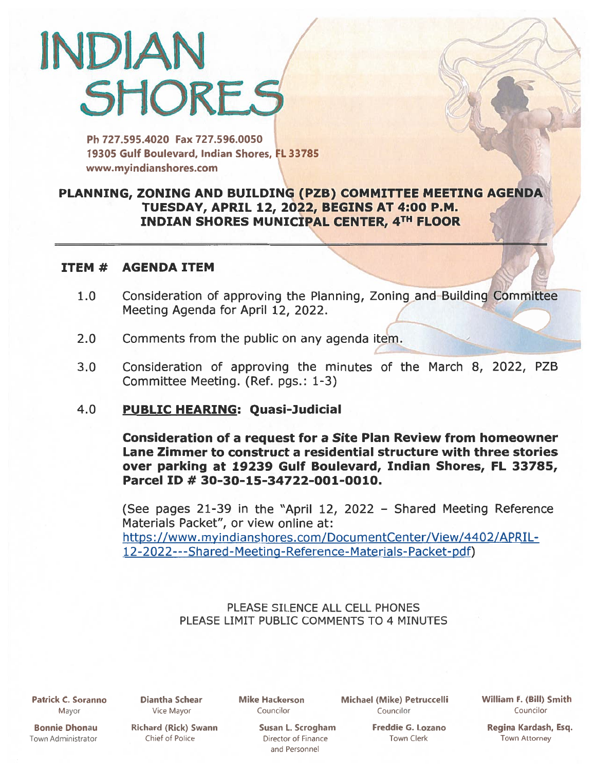# INDIAN SHORES

Ph 727.595.4020 Fax 727.596.0050
19305 Gulf Boulevard, Indian Shores, FL 33785
www.myindianshores.com

**PLANNING, ZONING AND BUILDING (PZB) COMMITTEE MEETING AGENDA**
**TUESDAY, APRIL 12, 2022, BEGINS AT 4:00 P.M.**
**INDIAN SHORES MUNICIPAL CENTER, 4TH FLOOR**

---

**ITEM # AGENDA ITEM**

1.0 Consideration of approving the Planning, Zoning and Building Committee Meeting Agenda for April 12, 2022.

2.0 Comments from the public on any agenda item.

3.0 Consideration of approving the minutes of the March 8, 2022, PZB Committee Meeting. (Ref. pgs.: 1-3)

4.0 **PUBLIC HEARING: Quasi-Judicial**

**Consideration of a request for a Site Plan Review from homeowner Lane Zimmer to construct a residential structure with three stories over parking at 19239 Gulf Boulevard, Indian Shores, FL 33785, Parcel ID # 30-30-15-34722-001-0010.**

(See pages 21-39 in the "April 12, 2022 – Shared Meeting Reference Materials Packet", or view online at: https://www.myindianshores.com/DocumentCenter/View/4402/APRIL-12-2022---Shared-Meeting-Reference-Materials-Packet-pdf)

PLEASE SILENCE ALL CELL PHONES
PLEASE LIMIT PUBLIC COMMENTS TO 4 MINUTES

**Patrick C. Soranno** Mayor | **Diantha Schear** Vice Mayor | **Mike Hackerson** Councilor | **Michael (Mike) Petruccelli** Councilor | **William F. (Bill) Smith** Councilor

**Bonnie Dhonau** Town Administrator | **Richard (Rick) Swann** Chief of Police | **Susan L. Scrogham** Director of Finance and Personnel | **Freddie G. Lozano** Town Clerk | **Regina Kardash, Esq.** Town Attorney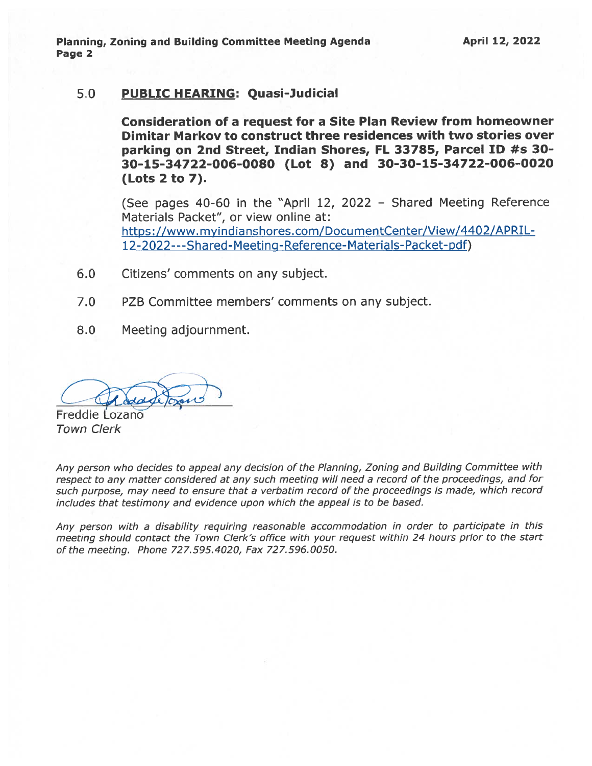**5.0 <u>PUBLIC HEARING</u>: Quasi-Judicial**

**Consideration of a request for a Site Plan Review from homeowner Dimitar Markov to construct three residences with two stories over parking on 2nd Street, Indian Shores, FL 33785, Parcel ID #s 30-30-15-34722-006-0080 (Lot 8) and 30-30-15-34722-006-0020 (Lots 2 to 7).**

(See pages 40-60 in the "April 12, 2022 – Shared Meeting Reference Materials Packet", or view online at: https://www.myindianshores.com/DocumentCenter/View/4402/APRIL-12-2022---Shared-Meeting-Reference-Materials-Packet-pdf)

6.0 Citizens' comments on any subject.

7.0 PZB Committee members' comments on any subject.

8.0 Meeting adjournment.

Freddie Lozano
*Town Clerk*

*Any person who decides to appeal any decision of the Planning, Zoning and Building Committee with respect to any matter considered at any such meeting will need a record of the proceedings, and for such purpose, may need to ensure that a verbatim record of the proceedings is made, which record includes that testimony and evidence upon which the appeal is to be based.*

*Any person with a disability requiring reasonable accommodation in order to participate in this meeting should contact the Town Clerk's office with your request within 24 hours prior to the start of the meeting. Phone 727.595.4020, Fax 727.596.0050.*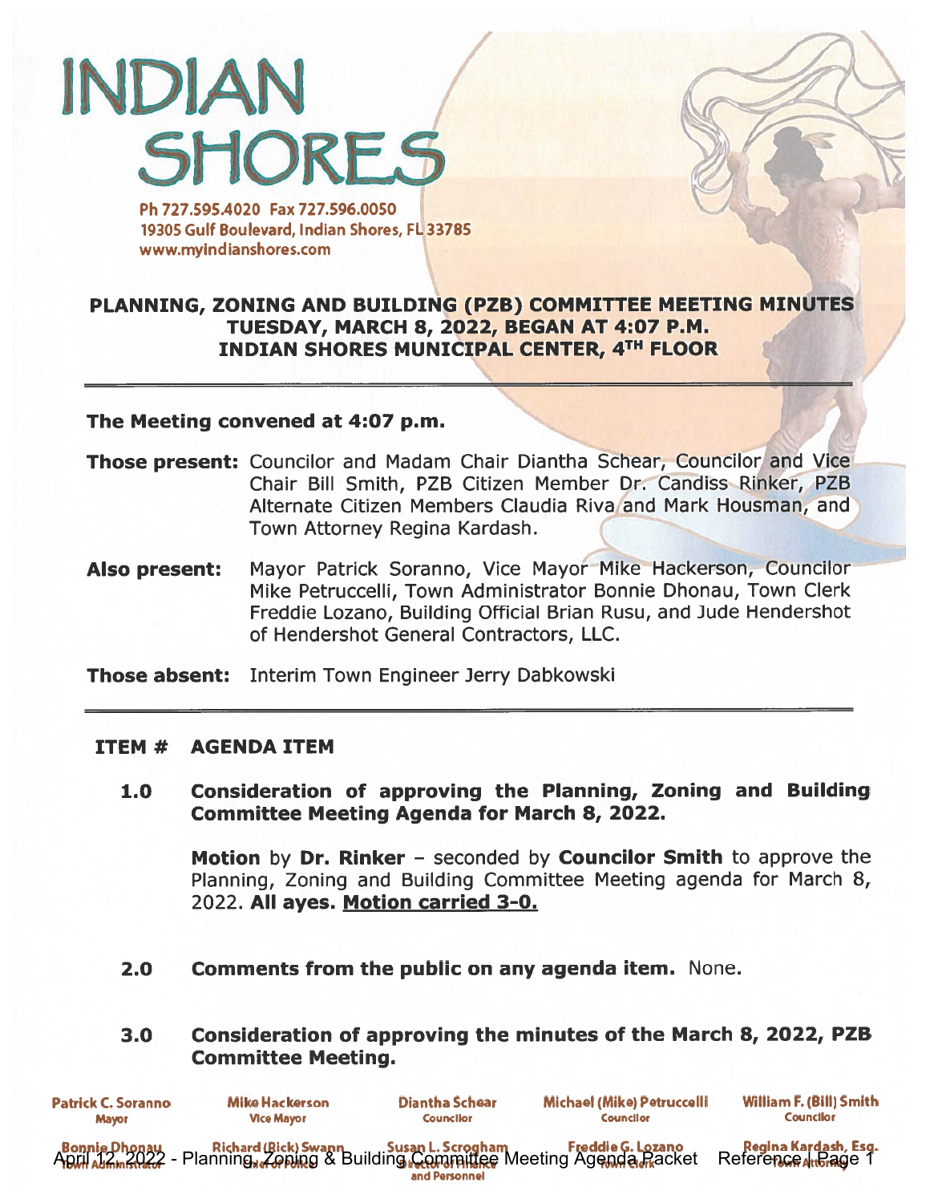# INDIAN SHORES

Ph 727.595.4020 Fax 727.596.0050
19305 Gulf Boulevard, Indian Shores, FL 33785
www.myindianshores.com

## PLANNING, ZONING AND BUILDING (PZB) COMMITTEE MEETING MINUTES
## TUESDAY, MARCH 8, 2022, BEGAN AT 4:07 P.M.
## INDIAN SHORES MUNICIPAL CENTER, 4TH FLOOR

---

**The Meeting convened at 4:07 p.m.**

**Those present:** Councilor and Madam Chair Diantha Schear, Councilor and Vice Chair Bill Smith, PZB Citizen Member Dr. Candiss Rinker, PZB Alternate Citizen Members Claudia Riva and Mark Housman, and Town Attorney Regina Kardash.

**Also present:** Mayor Patrick Soranno, Vice Mayor Mike Hackerson, Councilor Mike Petruccelli, Town Administrator Bonnie Dhonau, Town Clerk Freddie Lozano, Building Official Brian Rusu, and Jude Hendershot of Hendershot General Contractors, LLC.

**Those absent:** Interim Town Engineer Jerry Dabkowski

---

**ITEM # AGENDA ITEM**

**1.0 Consideration of approving the Planning, Zoning and Building Committee Meeting Agenda for March 8, 2022.**

**Motion** by **Dr. Rinker** – seconded by **Councilor Smith** to approve the Planning, Zoning and Building Committee Meeting agenda for March 8, 2022. **All ayes.** **Motion carried 3-0.**

**2.0 Comments from the public on any agenda item.** None.

**3.0 Consideration of approving the minutes of the March 8, 2022, PZB Committee Meeting.**

Patrick C. Soranno, Mayor | Mike Hackerson, Vice Mayor | Diantha Schear, Councilor | Michael (Mike) Petruccelli, Councilor | William F. (Bill) Smith, Councilor

Bonnie Dhonau, Town Administrator | Richard (Rick) Swann, Chief of Police | Susan L. Scrogham, Director of Finance and Personnel | Freddie G. Lozano, Town Clerk | Regina Kardash, Esq., Town Attorney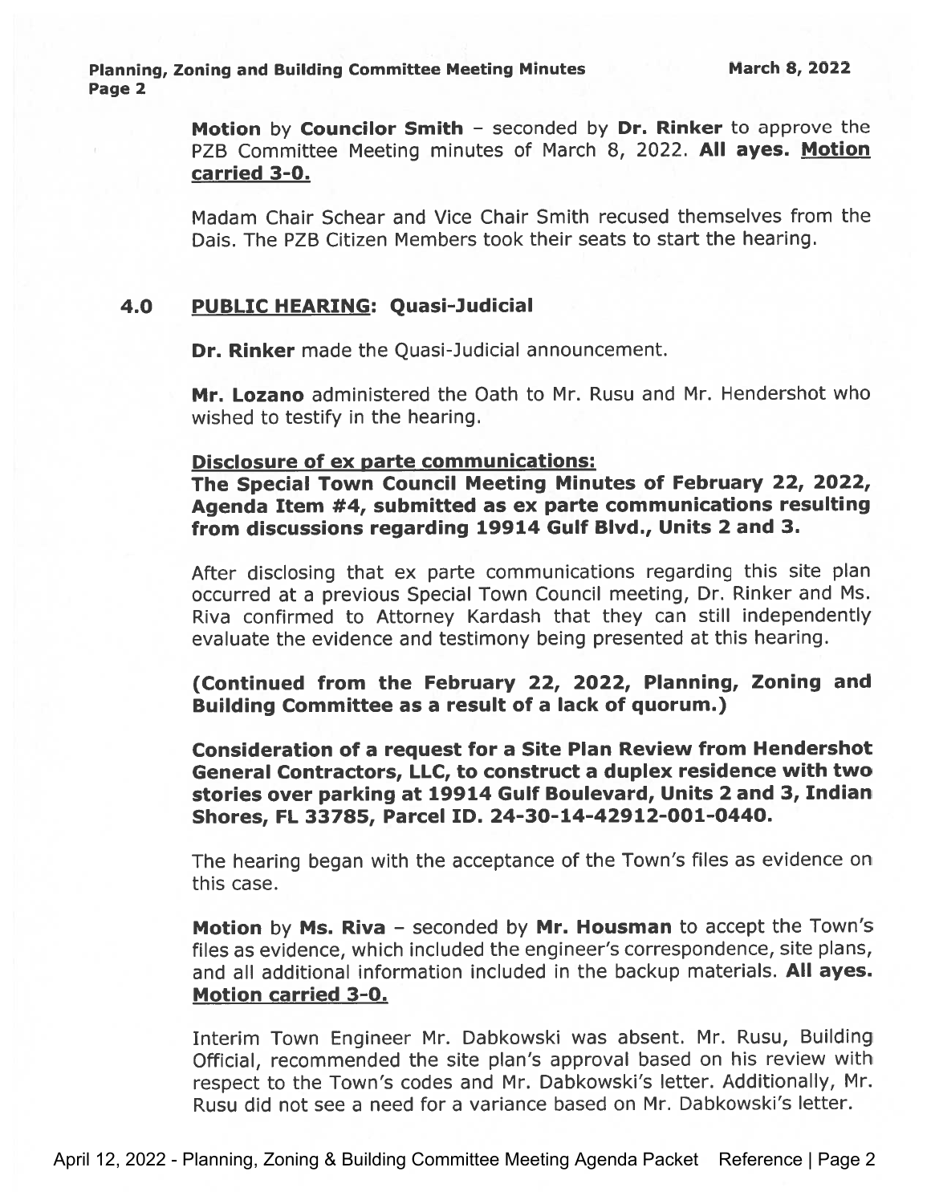**Motion** by **Councilor Smith** – seconded by **Dr. Rinker** to approve the PZB Committee Meeting minutes of March 8, 2022. **All ayes. Motion carried 3-0.**

Madam Chair Schear and Vice Chair Smith recused themselves from the Dais. The PZB Citizen Members took their seats to start the hearing.

## 4.0 PUBLIC HEARING: Quasi-Judicial

**Dr. Rinker** made the Quasi-Judicial announcement.

**Mr. Lozano** administered the Oath to Mr. Rusu and Mr. Hendershot who wished to testify in the hearing.

**Disclosure of ex parte communications:**

**The Special Town Council Meeting Minutes of February 22, 2022, Agenda Item #4, submitted as ex parte communications resulting from discussions regarding 19914 Gulf Blvd., Units 2 and 3.**

After disclosing that ex parte communications regarding this site plan occurred at a previous Special Town Council meeting, Dr. Rinker and Ms. Riva confirmed to Attorney Kardash that they can still independently evaluate the evidence and testimony being presented at this hearing.

**(Continued from the February 22, 2022, Planning, Zoning and Building Committee as a result of a lack of quorum.)**

**Consideration of a request for a Site Plan Review from Hendershot General Contractors, LLC, to construct a duplex residence with two stories over parking at 19914 Gulf Boulevard, Units 2 and 3, Indian Shores, FL 33785, Parcel ID. 24-30-14-42912-001-0440.**

The hearing began with the acceptance of the Town's files as evidence on this case.

**Motion** by **Ms. Riva** – seconded by **Mr. Housman** to accept the Town's files as evidence, which included the engineer's correspondence, site plans, and all additional information included in the backup materials. **All ayes. Motion carried 3-0.**

Interim Town Engineer Mr. Dabkowski was absent. Mr. Rusu, Building Official, recommended the site plan's approval based on his review with respect to the Town's codes and Mr. Dabkowski's letter. Additionally, Mr. Rusu did not see a need for a variance based on Mr. Dabkowski's letter.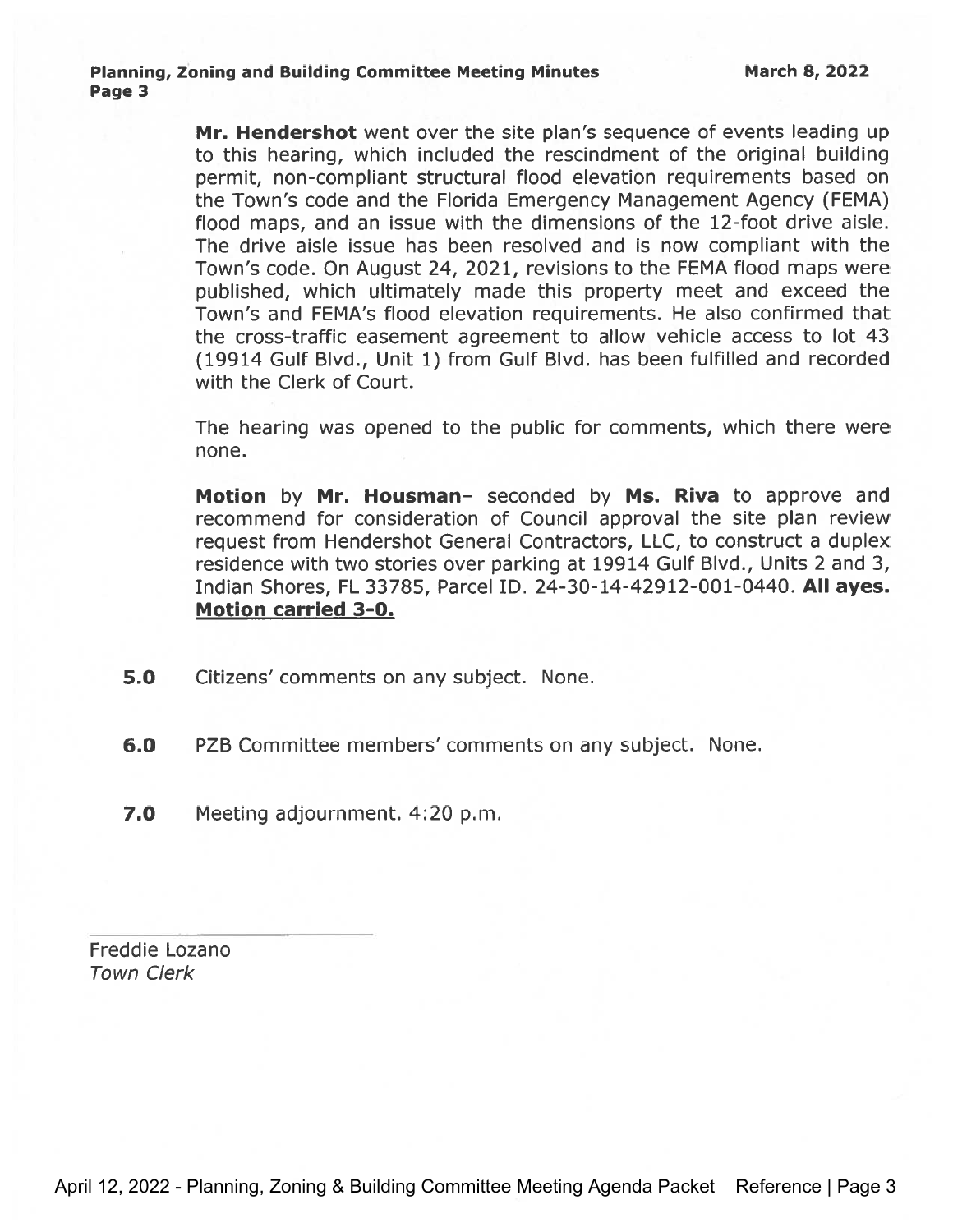**Mr. Hendershot** went over the site plan's sequence of events leading up to this hearing, which included the rescindment of the original building permit, non-compliant structural flood elevation requirements based on the Town's code and the Florida Emergency Management Agency (FEMA) flood maps, and an issue with the dimensions of the 12-foot drive aisle. The drive aisle issue has been resolved and is now compliant with the Town's code. On August 24, 2021, revisions to the FEMA flood maps were published, which ultimately made this property meet and exceed the Town's and FEMA's flood elevation requirements. He also confirmed that the cross-traffic easement agreement to allow vehicle access to lot 43 (19914 Gulf Blvd., Unit 1) from Gulf Blvd. has been fulfilled and recorded with the Clerk of Court.

The hearing was opened to the public for comments, which there were none.

**Motion** by **Mr. Housman**– seconded by **Ms. Riva** to approve and recommend for consideration of Council approval the site plan review request from Hendershot General Contractors, LLC, to construct a duplex residence with two stories over parking at 19914 Gulf Blvd., Units 2 and 3, Indian Shores, FL 33785, Parcel ID. 24-30-14-42912-001-0440. **All ayes. Motion carried 3-0.**

**5.0** Citizens' comments on any subject. None.

**6.0** PZB Committee members' comments on any subject. None.

**7.0** Meeting adjournment. 4:20 p.m.

\_\_\_\_\_\_\_\_\_\_\_\_\_\_\_\_\_\_\_\_\_\_\_\_

Freddie Lozano
*Town Clerk*